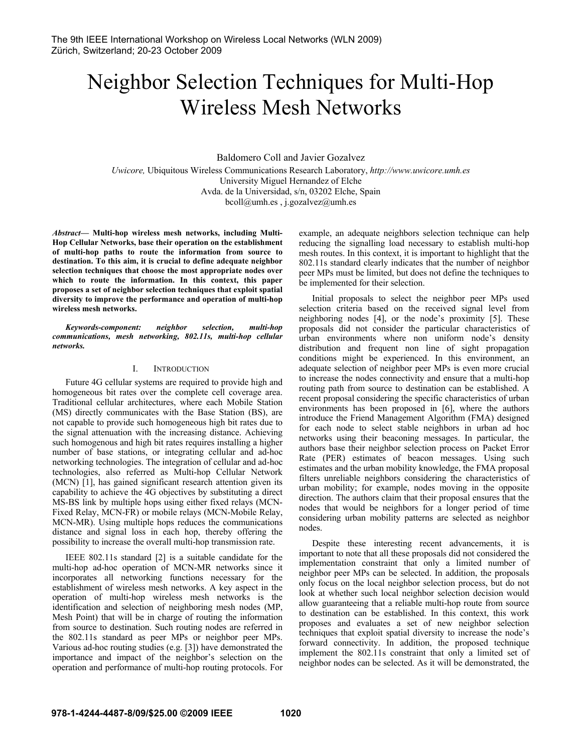The 9th IEEE International Workshop on Wireless Local Networks (WLN 2009)
Zürich, Switzerland; 20-23 October 2009

# Neighbor Selection Techniques for Multi-Hop Wireless Mesh Networks

Baldomero Coll and Javier Gozalvez

*Uwicore,* Ubiquitous Wireless Communications Research Laboratory, *http://www.uwicore.umh.es*
University Miguel Hernandez of Elche
Avda. de la Universidad, s/n, 03202 Elche, Spain
bcoll@umh.es , j.gozalvez@umh.es

***Abstract*— Multi-hop wireless mesh networks, including Multi-Hop Cellular Networks, base their operation on the establishment of multi-hop paths to route the information from source to destination. To this aim, it is crucial to define adequate neighbor selection techniques that choose the most appropriate nodes over which to route the information. In this context, this paper proposes a set of neighbor selection techniques that exploit spatial diversity to improve the performance and operation of multi-hop wireless mesh networks.**

***Keywords-component: neighbor selection, multi-hop communications, mesh networking, 802.11s, multi-hop cellular networks.***

## I. Introduction

Future 4G cellular systems are required to provide high and homogeneous bit rates over the complete cell coverage area. Traditional cellular architectures, where each Mobile Station (MS) directly communicates with the Base Station (BS), are not capable to provide such homogeneous high bit rates due to the signal attenuation with the increasing distance. Achieving such homogenous and high bit rates requires installing a higher number of base stations, or integrating cellular and ad-hoc networking technologies. The integration of cellular and ad-hoc technologies, also referred as Multi-hop Cellular Network (MCN) [1], has gained significant research attention given its capability to achieve the 4G objectives by substituting a direct MS-BS link by multiple hops using either fixed relays (MCN-Fixed Relay, MCN-FR) or mobile relays (MCN-Mobile Relay, MCN-MR). Using multiple hops reduces the communications distance and signal loss in each hop, thereby offering the possibility to increase the overall multi-hop transmission rate.

IEEE 802.11s standard [2] is a suitable candidate for the multi-hop ad-hoc operation of MCN-MR networks since it incorporates all networking functions necessary for the establishment of wireless mesh networks. A key aspect in the operation of multi-hop wireless mesh networks is the identification and selection of neighboring mesh nodes (MP, Mesh Point) that will be in charge of routing the information from source to destination. Such routing nodes are referred in the 802.11s standard as peer MPs or neighbor peer MPs. Various ad-hoc routing studies (e.g. [3]) have demonstrated the importance and impact of the neighbor's selection on the operation and performance of multi-hop routing protocols. For example, an adequate neighbors selection technique can help reducing the signalling load necessary to establish multi-hop mesh routes. In this context, it is important to highlight that the 802.11s standard clearly indicates that the number of neighbor peer MPs must be limited, but does not define the techniques to be implemented for their selection.

Initial proposals to select the neighbor peer MPs used selection criteria based on the received signal level from neighboring nodes [4], or the node's proximity [5]. These proposals did not consider the particular characteristics of urban environments where non uniform node's density distribution and frequent non line of sight propagation conditions might be experienced. In this environment, an adequate selection of neighbor peer MPs is even more crucial to increase the nodes connectivity and ensure that a multi-hop routing path from source to destination can be established. A recent proposal considering the specific characteristics of urban environments has been proposed in [6], where the authors introduce the Friend Management Algorithm (FMA) designed for each node to select stable neighbors in urban ad hoc networks using their beaconing messages. In particular, the authors base their neighbor selection process on Packet Error Rate (PER) estimates of beacon messages. Using such estimates and the urban mobility knowledge, the FMA proposal filters unreliable neighbors considering the characteristics of urban mobility; for example, nodes moving in the opposite direction. The authors claim that their proposal ensures that the nodes that would be neighbors for a longer period of time considering urban mobility patterns are selected as neighbor nodes.

Despite these interesting recent advancements, it is important to note that all these proposals did not considered the implementation constraint that only a limited number of neighbor peer MPs can be selected. In addition, the proposals only focus on the local neighbor selection process, but do not look at whether such local neighbor selection decision would allow guaranteeing that a reliable multi-hop route from source to destination can be established. In this context, this work proposes and evaluates a set of new neighbor selection techniques that exploit spatial diversity to increase the node's forward connectivity. In addition, the proposed technique implement the 802.11s constraint that only a limited set of neighbor nodes can be selected. As it will be demonstrated, the

978-1-4244-4487-8/09/$25.00 ©2009 IEEE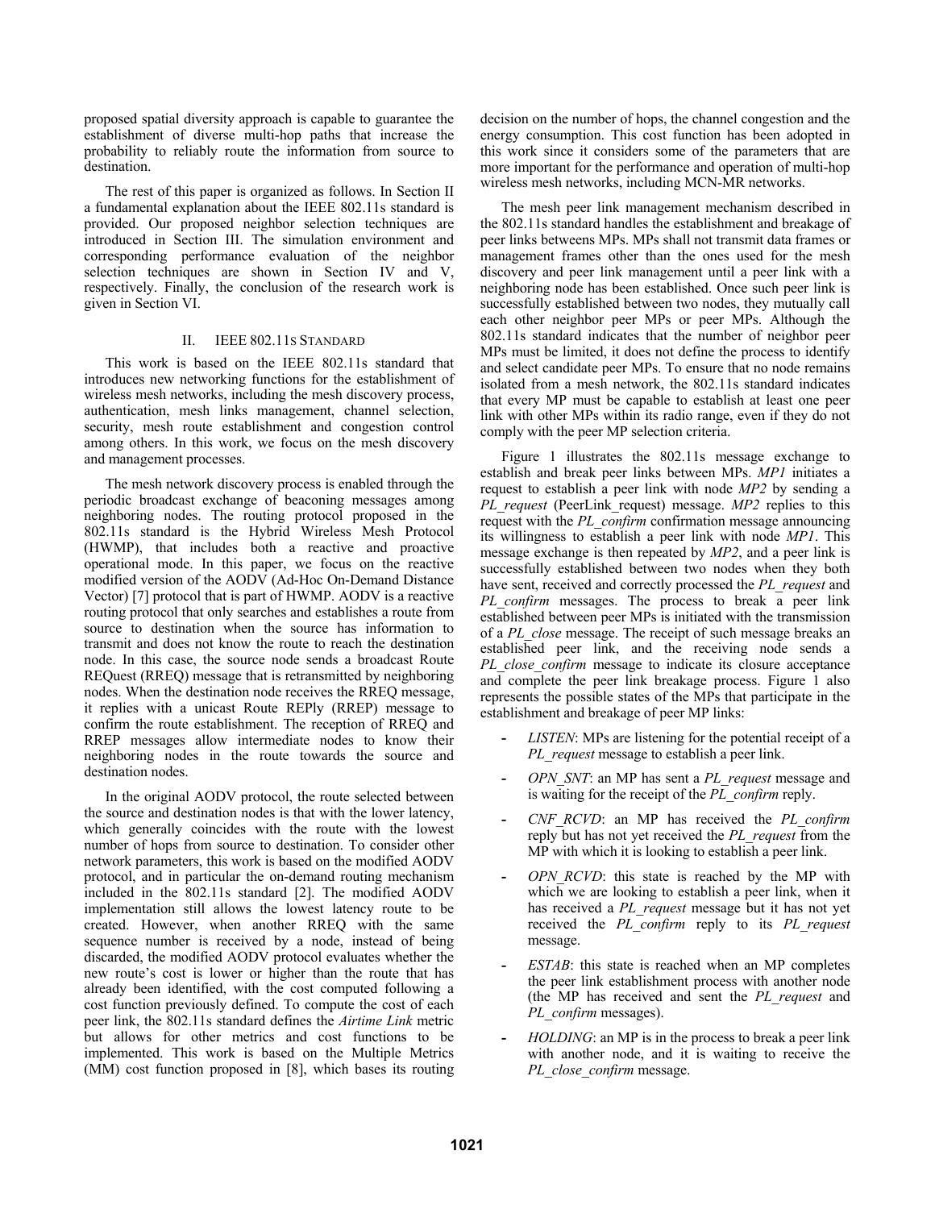proposed spatial diversity approach is capable to guarantee the establishment of diverse multi-hop paths that increase the probability to reliably route the information from source to destination.

The rest of this paper is organized as follows. In Section II a fundamental explanation about the IEEE 802.11s standard is provided. Our proposed neighbor selection techniques are introduced in Section III. The simulation environment and corresponding performance evaluation of the neighbor selection techniques are shown in Section IV and V, respectively. Finally, the conclusion of the research work is given in Section VI.

## II. IEEE 802.11S STANDARD

This work is based on the IEEE 802.11s standard that introduces new networking functions for the establishment of wireless mesh networks, including the mesh discovery process, authentication, mesh links management, channel selection, security, mesh route establishment and congestion control among others. In this work, we focus on the mesh discovery and management processes.

The mesh network discovery process is enabled through the periodic broadcast exchange of beaconing messages among neighboring nodes. The routing protocol proposed in the 802.11s standard is the Hybrid Wireless Mesh Protocol (HWMP), that includes both a reactive and proactive operational mode. In this paper, we focus on the reactive modified version of the AODV (Ad-Hoc On-Demand Distance Vector) [7] protocol that is part of HWMP. AODV is a reactive routing protocol that only searches and establishes a route from source to destination when the source has information to transmit and does not know the route to reach the destination node. In this case, the source node sends a broadcast Route REQuest (RREQ) message that is retransmitted by neighboring nodes. When the destination node receives the RREQ message, it replies with a unicast Route REPly (RREP) message to confirm the route establishment. The reception of RREQ and RREP messages allow intermediate nodes to know their neighboring nodes in the route towards the source and destination nodes.

In the original AODV protocol, the route selected between the source and destination nodes is that with the lower latency, which generally coincides with the route with the lowest number of hops from source to destination. To consider other network parameters, this work is based on the modified AODV protocol, and in particular the on-demand routing mechanism included in the 802.11s standard [2]. The modified AODV implementation still allows the lowest latency route to be created. However, when another RREQ with the same sequence number is received by a node, instead of being discarded, the modified AODV protocol evaluates whether the new route's cost is lower or higher than the route that has already been identified, with the cost computed following a cost function previously defined. To compute the cost of each peer link, the 802.11s standard defines the *Airtime Link* metric but allows for other metrics and cost functions to be implemented. This work is based on the Multiple Metrics (MM) cost function proposed in [8], which bases its routing decision on the number of hops, the channel congestion and the energy consumption. This cost function has been adopted in this work since it considers some of the parameters that are more important for the performance and operation of multi-hop wireless mesh networks, including MCN-MR networks.

The mesh peer link management mechanism described in the 802.11s standard handles the establishment and breakage of peer links betweens MPs. MPs shall not transmit data frames or management frames other than the ones used for the mesh discovery and peer link management until a peer link with a neighboring node has been established. Once such peer link is successfully established between two nodes, they mutually call each other neighbor peer MPs or peer MPs. Although the 802.11s standard indicates that the number of neighbor peer MPs must be limited, it does not define the process to identify and select candidate peer MPs. To ensure that no node remains isolated from a mesh network, the 802.11s standard indicates that every MP must be capable to establish at least one peer link with other MPs within its radio range, even if they do not comply with the peer MP selection criteria.

Figure 1 illustrates the 802.11s message exchange to establish and break peer links between MPs. *MP1* initiates a request to establish a peer link with node *MP2* by sending a *PL_request* (PeerLink_request) message. *MP2* replies to this request with the *PL_confirm* confirmation message announcing its willingness to establish a peer link with node *MP1*. This message exchange is then repeated by *MP2*, and a peer link is successfully established between two nodes when they both have sent, received and correctly processed the *PL_request* and *PL_confirm* messages. The process to break a peer link established between peer MPs is initiated with the transmission of a *PL_close* message. The receipt of such message breaks an established peer link, and the receiving node sends a *PL_close_confirm* message to indicate its closure acceptance and complete the peer link breakage process. Figure 1 also represents the possible states of the MPs that participate in the establishment and breakage of peer MP links:

- *LISTEN*: MPs are listening for the potential receipt of a *PL_request* message to establish a peer link.
- *OPN_SNT*: an MP has sent a *PL_request* message and is waiting for the receipt of the *PL_confirm* reply.
- *CNF_RCVD*: an MP has received the *PL_confirm* reply but has not yet received the *PL_request* from the MP with which it is looking to establish a peer link.
- *OPN_RCVD*: this state is reached by the MP with which we are looking to establish a peer link, when it has received a *PL_request* message but it has not yet received the *PL_confirm* reply to its *PL_request* message.
- *ESTAB*: this state is reached when an MP completes the peer link establishment process with another node (the MP has received and sent the *PL_request* and *PL_confirm* messages).
- *HOLDING*: an MP is in the process to break a peer link with another node, and it is waiting to receive the *PL_close_confirm* message.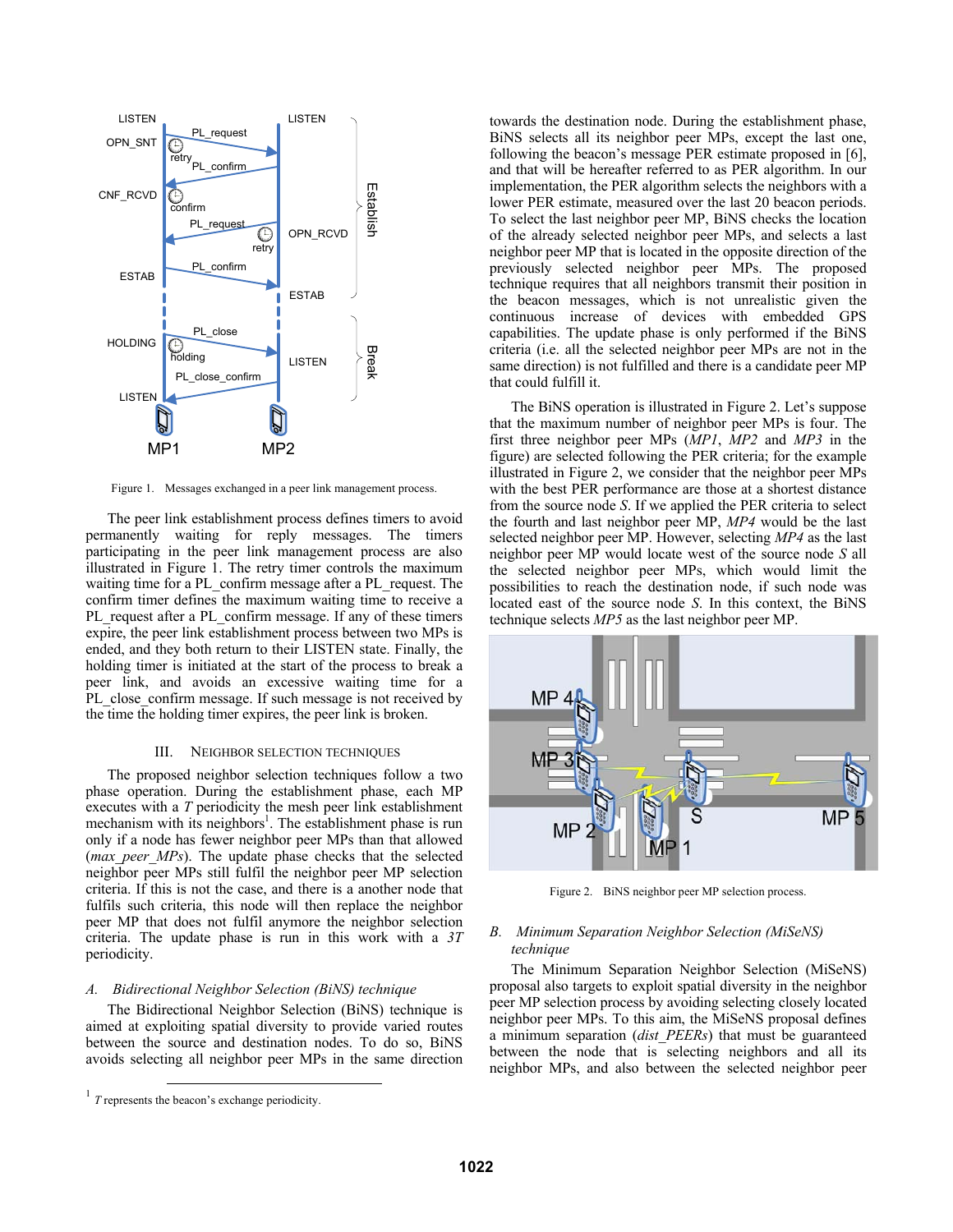Figure 1. Messages exchanged in a peer link management process.

The peer link establishment process defines timers to avoid permanently waiting for reply messages. The timers participating in the peer link management process are also illustrated in Figure 1. The retry timer controls the maximum waiting time for a PL_confirm message after a PL_request. The confirm timer defines the maximum waiting time to receive a PL_request after a PL_confirm message. If any of these timers expire, the peer link establishment process between two MPs is ended, and they both return to their LISTEN state. Finally, the holding timer is initiated at the start of the process to break a peer link, and avoids an excessive waiting time for a PL_close_confirm message. If such message is not received by the time the holding timer expires, the peer link is broken.

## III. Neighbor Selection Techniques

The proposed neighbor selection techniques follow a two phase operation. During the establishment phase, each MP executes with a *T* periodicity the mesh peer link establishment mechanism with its neighbors[1]. The establishment phase is run only if a node has fewer neighbor peer MPs than that allowed (*max_peer_MPs*). The update phase checks that the selected neighbor peer MPs still fulfil the neighbor peer MP selection criteria. If this is not the case, and there is a another node that fulfils such criteria, this node will then replace the neighbor peer MP that does not fulfil anymore the neighbor selection criteria. The update phase is run in this work with a *3T* periodicity.

### A. Bidirectional Neighbor Selection (BiNS) technique

The Bidirectional Neighbor Selection (BiNS) technique is aimed at exploiting spatial diversity to provide varied routes between the source and destination nodes. To do so, BiNS avoids selecting all neighbor peer MPs in the same direction towards the destination node. During the establishment phase, BiNS selects all its neighbor peer MPs, except the last one, following the beacon's message PER estimate proposed in [6], and that will be hereafter referred to as PER algorithm. In our implementation, the PER algorithm selects the neighbors with a lower PER estimate, measured over the last 20 beacon periods. To select the last neighbor peer MP, BiNS checks the location of the already selected neighbor peer MPs, and selects a last neighbor peer MP that is located in the opposite direction of the previously selected neighbor peer MPs. The proposed technique requires that all neighbors transmit their position in the beacon messages, which is not unrealistic given the continuous increase of devices with embedded GPS capabilities. The update phase is only performed if the BiNS criteria (i.e. all the selected neighbor peer MPs are not in the same direction) is not fulfilled and there is a candidate peer MP that could fulfill it.

The BiNS operation is illustrated in Figure 2. Let's suppose that the maximum number of neighbor peer MPs is four. The first three neighbor peer MPs (*MP1*, *MP2* and *MP3* in the figure) are selected following the PER criteria; for the example illustrated in Figure 2, we consider that the neighbor peer MPs with the best PER performance are those at a shortest distance from the source node *S*. If we applied the PER criteria to select the fourth and last neighbor peer MP, *MP4* would be the last selected neighbor peer MP. However, selecting *MP4* as the last neighbor peer MP would locate west of the source node *S* all the selected neighbor peer MPs, which would limit the possibilities to reach the destination node, if such node was located east of the source node *S*. In this context, the BiNS technique selects *MP5* as the last neighbor peer MP.

Figure 2. BiNS neighbor peer MP selection process.

### B. Minimum Separation Neighbor Selection (MiSeNS) technique

The Minimum Separation Neighbor Selection (MiSeNS) proposal also targets to exploit spatial diversity in the neighbor peer MP selection process by avoiding selecting closely located neighbor peer MPs. To this aim, the MiSeNS proposal defines a minimum separation (*dist_PEERs*) that must be guaranteed between the node that is selecting neighbors and all its neighbor MPs, and also between the selected neighbor peer

[1] *T* represents the beacon's exchange periodicity.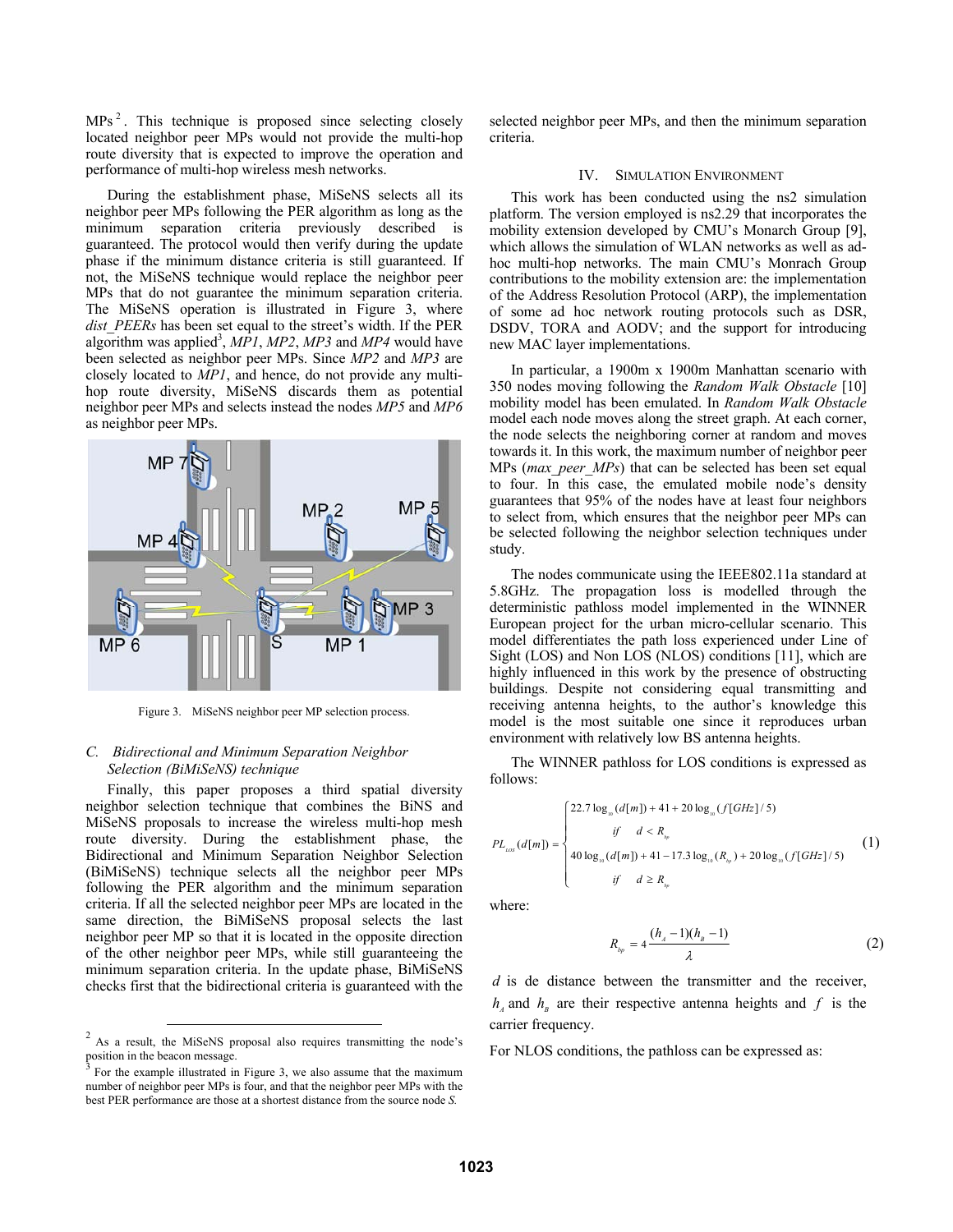MPs[2]. This technique is proposed since selecting closely located neighbor peer MPs would not provide the multi-hop route diversity that is expected to improve the operation and performance of multi-hop wireless mesh networks.

During the establishment phase, MiSeNS selects all its neighbor peer MPs following the PER algorithm as long as the minimum separation criteria previously described is guaranteed. The protocol would then verify during the update phase if the minimum distance criteria is still guaranteed. If not, the MiSeNS technique would replace the neighbor peer MPs that do not guarantee the minimum separation criteria. The MiSeNS operation is illustrated in Figure 3, where *dist_PEERs* has been set equal to the street's width. If the PER algorithm was applied[3], *MP1*, *MP2*, *MP3* and *MP4* would have been selected as neighbor peer MPs. Since *MP2* and *MP3* are closely located to *MP1*, and hence, do not provide any multi-hop route diversity, MiSeNS discards them as potential neighbor peer MPs and selects instead the nodes *MP5* and *MP6* as neighbor peer MPs.

Figure 3. MiSeNS neighbor peer MP selection process.

### *C. Bidirectional and Minimum Separation Neighbor Selection (BiMiSeNS) technique*

Finally, this paper proposes a third spatial diversity neighbor selection technique that combines the BiNS and MiSeNS proposals to increase the wireless multi-hop mesh route diversity. During the establishment phase, the Bidirectional and Minimum Separation Neighbor Selection (BiMiSeNS) technique selects all the neighbor peer MPs following the PER algorithm and the minimum separation criteria. If all the selected neighbor peer MPs are located in the same direction, the BiMiSeNS proposal selects the last neighbor peer MP so that it is located in the opposite direction of the other neighbor peer MPs, while still guaranteeing the minimum separation criteria. In the update phase, BiMiSeNS checks first that the bidirectional criteria is guaranteed with the selected neighbor peer MPs, and then the minimum separation criteria.

## IV. Simulation Environment

This work has been conducted using the ns2 simulation platform. The version employed is ns2.29 that incorporates the mobility extension developed by CMU's Monarch Group [9], which allows the simulation of WLAN networks as well as ad-hoc multi-hop networks. The main CMU's Monrach Group contributions to the mobility extension are: the implementation of the Address Resolution Protocol (ARP), the implementation of some ad hoc network routing protocols such as DSR, DSDV, TORA and AODV; and the support for introducing new MAC layer implementations.

In particular, a 1900m x 1900m Manhattan scenario with 350 nodes moving following the *Random Walk Obstacle* [10] mobility model has been emulated. In *Random Walk Obstacle* model each node moves along the street graph. At each corner, the node selects the neighboring corner at random and moves towards it. In this work, the maximum number of neighbor peer MPs (*max_peer_MPs*) that can be selected has been set equal to four. In this case, the emulated mobile node's density guarantees that 95% of the nodes have at least four neighbors to select from, which ensures that the neighbor peer MPs can be selected following the neighbor selection techniques under study.

The nodes communicate using the IEEE802.11a standard at 5.8GHz. The propagation loss is modelled through the deterministic pathloss model implemented in the WINNER European project for the urban micro-cellular scenario. This model differentiates the path loss experienced under Line of Sight (LOS) and Non LOS (NLOS) conditions [11], which are highly influenced in this work by the presence of obstructing buildings. Despite not considering equal transmitting and receiving antenna heights, to the author's knowledge this model is the most suitable one since it reproduces urban environment with relatively low BS antenna heights.

The WINNER pathloss for LOS conditions is expressed as follows:

$$PL_{LOS}(d[m]) = \begin{cases} 22.7\log_{10}(d[m]) + 41 + 20\log_{10}(f[GHz]/5) \\ \quad if \quad d < R_{bp} \\ 40\log_{10}(d[m]) + 41 - 17.3\log_{10}(R_{bp}) + 20\log_{10}(f[GHz]/5) \\ \quad if \quad d \geq R_{bp} \end{cases} \tag{1}$$

where:

$$R_{bp} = 4\frac{(h_A - 1)(h_B - 1)}{\lambda} \tag{2}$$

$d$ is de distance between the transmitter and the receiver, $h_A$ and $h_B$ are their respective antenna heights and $f$ is the carrier frequency.

For NLOS conditions, the pathloss can be expressed as:

[2] As a result, the MiSeNS proposal also requires transmitting the node's position in the beacon message.

[3] For the example illustrated in Figure 3, we also assume that the maximum number of neighbor peer MPs is four, and that the neighbor peer MPs with the best PER performance are those at a shortest distance from the source node *S*.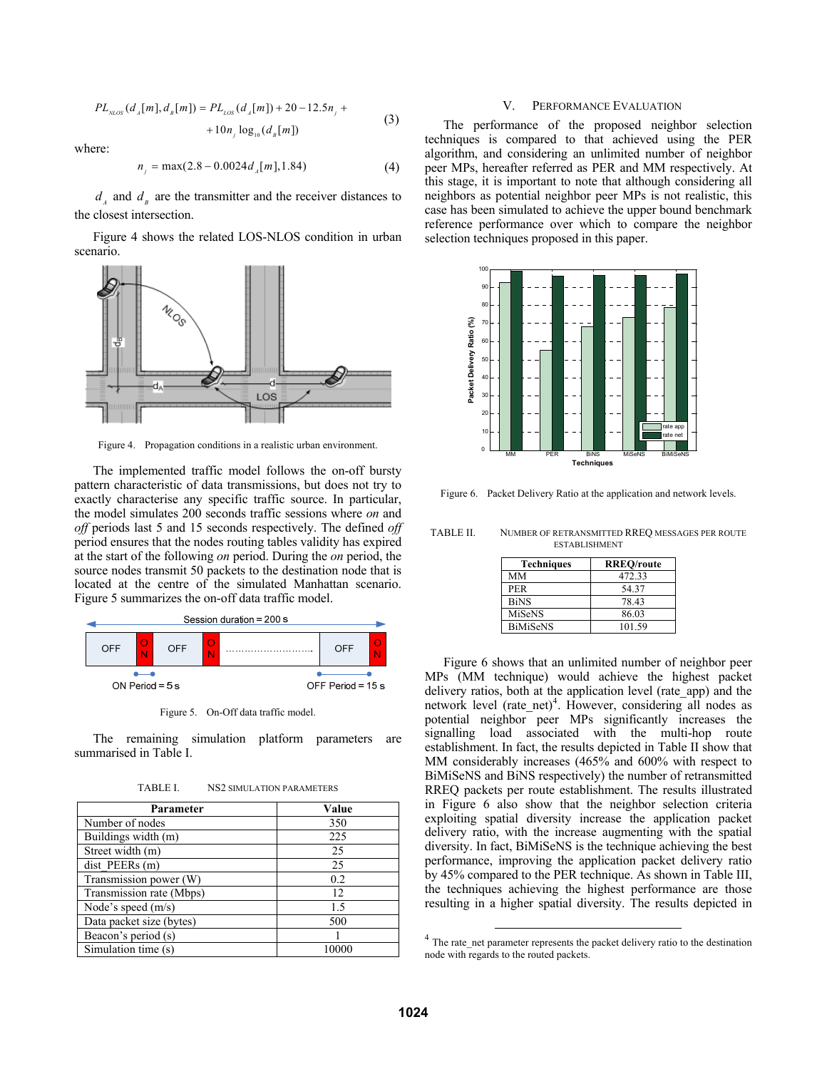$$PL_{NLOS}(d_A[m], d_B[m]) = PL_{LOS}(d_A[m]) + 20 - 12.5n_j + \\ + 10n_j \log_{10}(d_B[m]) \quad (3)$$

where:

$$n_j = \max(2.8 - 0.0024 d_A[m], 1.84) \quad (4)$$

$d_A$ and $d_B$ are the transmitter and the receiver distances to the closest intersection.

Figure 4 shows the related LOS-NLOS condition in urban scenario.

Figure 4. Propagation conditions in a realistic urban environment.

The implemented traffic model follows the on-off bursty pattern characteristic of data transmissions, but does not try to exactly characterise any specific traffic source. In particular, the model simulates 200 seconds traffic sessions where *on* and *off* periods last 5 and 15 seconds respectively. The defined *off* period ensures that the nodes routing tables validity has expired at the start of the following *on* period. During the *on* period, the source nodes transmit 50 packets to the destination node that is located at the centre of the simulated Manhattan scenario. Figure 5 summarizes the on-off data traffic model.

Figure 5. On-Off data traffic model.

The remaining simulation platform parameters are summarised in Table I.

TABLE I. NS2 SIMULATION PARAMETERS

| Parameter | Value |
|---|---|
| Number of nodes | 350 |
| Buildings width (m) | 225 |
| Street width (m) | 25 |
| dist_PEERs (m) | 25 |
| Transmission power (W) | 0.2 |
| Transmission rate (Mbps) | 12 |
| Node's speed (m/s) | 1.5 |
| Data packet size (bytes) | 500 |
| Beacon's period (s) | 1 |
| Simulation time (s) | 10000 |

## V. PERFORMANCE EVALUATION

The performance of the proposed neighbor selection techniques is compared to that achieved using the PER algorithm, and considering an unlimited number of neighbor peer MPs, hereafter referred as PER and MM respectively. At this stage, it is important to note that although considering all neighbors as potential neighbor peer MPs is not realistic, this case has been simulated to achieve the upper bound benchmark reference performance over which to compare the neighbor selection techniques proposed in this paper.

Figure 6. Packet Delivery Ratio at the application and network levels.

TABLE II. NUMBER OF RETRANSMITTED RREQ MESSAGES PER ROUTE ESTABLISHMENT

| Techniques | RREQ/route |
|---|---|
| MM | 472.33 |
| PER | 54.37 |
| BiNS | 78.43 |
| MiSeNS | 86.03 |
| BiMiSeNS | 101.59 |

Figure 6 shows that an unlimited number of neighbor peer MPs (MM technique) would achieve the highest packet delivery ratios, both at the application level (rate_app) and the network level (rate_net)[4]. However, considering all nodes as potential neighbor peer MPs significantly increases the signalling load associated with the multi-hop route establishment. In fact, the results depicted in Table II show that MM considerably increases (465% and 600% with respect to BiMiSeNS and BiNS respectively) the number of retransmitted RREQ packets per route establishment. The results illustrated in Figure 6 also show that the neighbor selection criteria exploiting spatial diversity increase the application packet delivery ratio, with the increase augmenting with the spatial diversity. In fact, BiMiSeNS is the technique achieving the best performance, improving the application packet delivery ratio by 45% compared to the PER technique. As shown in Table III, the techniques achieving the highest performance are those resulting in a higher spatial diversity. The results depicted in

[4] The rate_net parameter represents the packet delivery ratio to the destination node with regards to the routed packets.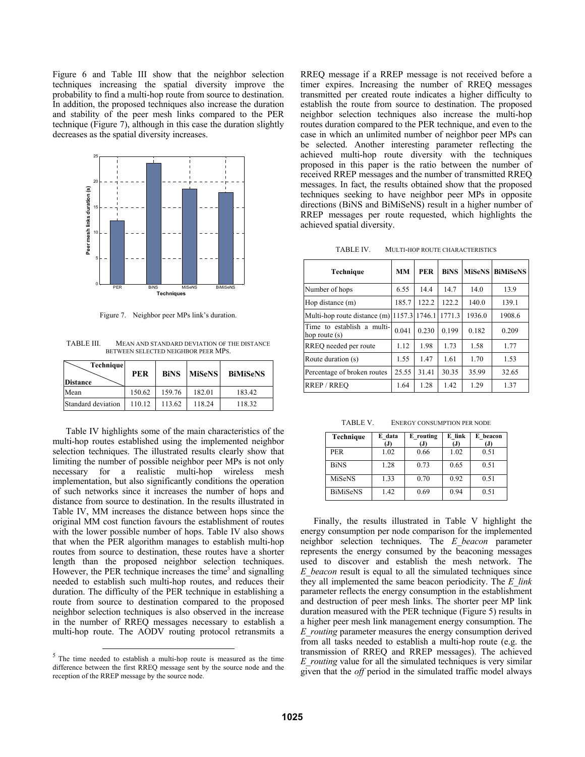Figure 6 and Table III show that the neighbor selection techniques increasing the spatial diversity improve the probability to find a multi-hop route from source to destination. In addition, the proposed techniques also increase the duration and stability of the peer mesh links compared to the PER technique (Figure 7), although in this case the duration slightly decreases as the spatial diversity increases.

25
20
15
10
5
0
Peer mesh links duration (s)
PER
BiNS
MiSeNS
BiMiSeNS
Techniques

Figure 7. Neighbor peer MPs link's duration.

TABLE III. MEAN AND STANDARD DEVIATION OF THE DISTANCE BETWEEN SELECTED NEIGHBOR PEER MPS.

| Technique / Distance | PER | BiNS | MiSeNS | BiMiSeNS |
|---|---|---|---|---|
| Mean | 150.62 | 159.76 | 182.01 | 183.42 |
| Standard deviation | 110.12 | 113.62 | 118.24 | 118.32 |

Table IV highlights some of the main characteristics of the multi-hop routes established using the implemented neighbor selection techniques. The illustrated results clearly show that limiting the number of possible neighbor peer MPs is not only necessary for a realistic multi-hop wireless mesh implementation, but also significantly conditions the operation of such networks since it increases the number of hops and distance from source to destination. In the results illustrated in Table IV, MM increases the distance between hops since the original MM cost function favours the establishment of routes with the lower possible number of hops. Table IV also shows that when the PER algorithm manages to establish multi-hop routes from source to destination, these routes have a shorter length than the proposed neighbor selection techniques. However, the PER technique increases the time[5] and signalling needed to establish such multi-hop routes, and reduces their duration. The difficulty of the PER technique in establishing a route from source to destination compared to the proposed neighbor selection techniques is also observed in the increase in the number of RREQ messages necessary to establish a multi-hop route. The AODV routing protocol retransmits a RREQ message if a RREP message is not received before a timer expires. Increasing the number of RREQ messages transmitted per created route indicates a higher difficulty to establish the route from source to destination. The proposed neighbor selection techniques also increase the multi-hop routes duration compared to the PER technique, and even to the case in which an unlimited number of neighbor peer MPs can be selected. Another interesting parameter reflecting the achieved multi-hop route diversity with the techniques proposed in this paper is the ratio between the number of received RREP messages and the number of transmitted RREQ messages. In fact, the results obtained show that the proposed techniques seeking to have neighbor peer MPs in opposite directions (BiNS and BiMiSeNS) result in a higher number of RREP messages per route requested, which highlights the achieved spatial diversity.

TABLE IV. MULTI-HOP ROUTE CHARACTERISTICS

| Technique | MM | PER | BiNS | MiSeNS | BiMiSeNS |
|---|---|---|---|---|---|
| Number of hops | 6.55 | 14.4 | 14.7 | 14.0 | 13.9 |
| Hop distance (m) | 185.7 | 122.2 | 122.2 | 140.0 | 139.1 |
| Multi-hop route distance (m) | 1157.3 | 1746.1 | 1771.3 | 1936.0 | 1908.6 |
| Time to establish a multi-hop route (s) | 0.041 | 0.230 | 0.199 | 0.182 | 0.209 |
| RREQ needed per route | 1.12 | 1.98 | 1.73 | 1.58 | 1.77 |
| Route duration (s) | 1.55 | 1.47 | 1.61 | 1.70 | 1.53 |
| Percentage of broken routes | 25.55 | 31.41 | 30.35 | 35.99 | 32.65 |
| RREP / RREQ | 1.64 | 1.28 | 1.42 | 1.29 | 1.37 |

TABLE V. ENERGY CONSUMPTION PER NODE

| Technique | E_data (J) | E_routing (J) | E_link (J) | E_beacon (J) |
|---|---|---|---|---|
| PER | 1.02 | 0.66 | 1.02 | 0.51 |
| BiNS | 1.28 | 0.73 | 0.65 | 0.51 |
| MiSeNS | 1.33 | 0.70 | 0.92 | 0.51 |
| BiMiSeNS | 1.42 | 0.69 | 0.94 | 0.51 |

Finally, the results illustrated in Table V highlight the energy consumption per node comparison for the implemented neighbor selection techniques. The *E_beacon* parameter represents the energy consumed by the beaconing messages used to discover and establish the mesh network. The *E_beacon* result is equal to all the simulated techniques since they all implemented the same beacon periodicity. The *E_link* parameter reflects the energy consumption in the establishment and destruction of peer mesh links. The shorter peer MP link duration measured with the PER technique (Figure 5) results in a higher peer mesh link management energy consumption. The *E_routing* parameter measures the energy consumption derived from all tasks needed to establish a multi-hop route (e.g. the transmission of RREQ and RREP messages). The achieved *E_routing* value for all the simulated techniques is very similar given that the *off* period in the simulated traffic model always

[5] The time needed to establish a multi-hop route is measured as the time difference between the first RREQ message sent by the source node and the reception of the RREP message by the source node.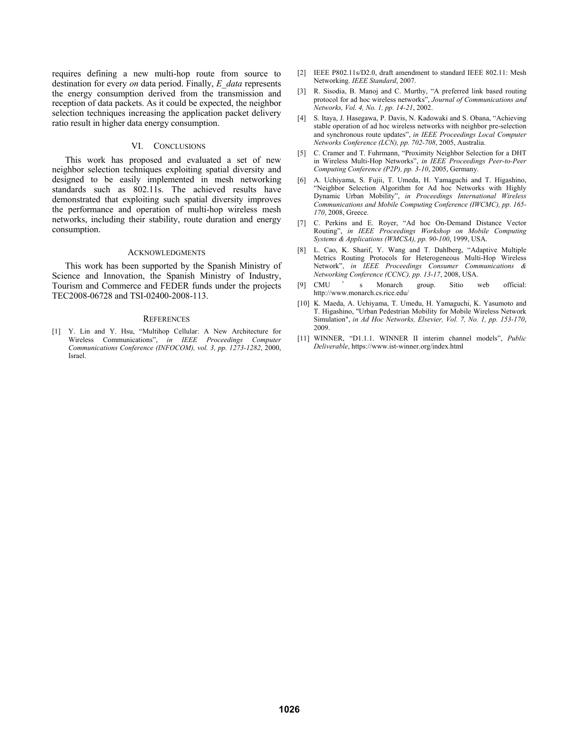requires defining a new multi-hop route from source to destination for every *on* data period. Finally, *E_data* represents the energy consumption derived from the transmission and reception of data packets. As it could be expected, the neighbor selection techniques increasing the application packet delivery ratio result in higher data energy consumption.

## VI. Conclusions

This work has proposed and evaluated a set of new neighbor selection techniques exploiting spatial diversity and designed to be easily implemented in mesh networking standards such as 802.11s. The achieved results have demonstrated that exploiting such spatial diversity improves the performance and operation of multi-hop wireless mesh networks, including their stability, route duration and energy consumption.

## Acknowledgments

This work has been supported by the Spanish Ministry of Science and Innovation, the Spanish Ministry of Industry, Tourism and Commerce and FEDER funds under the projects TEC2008-06728 and TSI-02400-2008-113.

## References

[1] Y. Lin and Y. Hsu, "Multihop Cellular: A New Architecture for Wireless Communications", *in IEEE Proceedings Computer Communications Conference (INFOCOM), vol. 3, pp. 1273-1282*, 2000, Israel.

[2] IEEE P802.11s/D2.0, draft amendment to standard IEEE 802.11: Mesh Networking. *IEEE Standard*, 2007.

[3] R. Sisodia, B. Manoj and C. Murthy, "A preferred link based routing protocol for ad hoc wireless networks", *Journal of Communications and Networks, Vol. 4, No. 1, pp. 14-21*, 2002.

[4] S. Itaya, J. Hasegawa, P. Davis, N. Kadowaki and S. Obana, "Achieving stable operation of ad hoc wireless networks with neighbor pre-selection and synchronous route updates", *in IEEE Proceedings Local Computer Networks Conference (LCN), pp. 702-708*, 2005, Australia.

[5] C. Cramer and T. Fuhrmann, "Proximity Neighbor Selection for a DHT in Wireless Multi-Hop Networks", *in IEEE Proceedings Peer-to-Peer Computing Conference (P2P), pp. 3-10*, 2005, Germany.

[6] A. Uchiyama, S. Fujii, T. Umeda, H. Yamaguchi and T. Higashino, "Neighbor Selection Algorithm for Ad hoc Networks with Highly Dynamic Urban Mobility", *in Proceedings International Wireless Communications and Mobile Computing Conference (IWCMC), pp. 165-170*, 2008, Greece.

[7] C. Perkins and E. Royer, "Ad hoc On-Demand Distance Vector Routing", *in IEEE Proceedings Workshop on Mobile Computing Systems & Applications (WMCSA), pp. 90-100*, 1999, USA.

[8] L. Cao, K. Sharif, Y. Wang and T. Dahlberg, "Adaptive Multiple Metrics Routing Protocols for Heterogeneous Multi-Hop Wireless Network", *in IEEE Proceedings Consumer Communications & Networking Conference (CCNC), pp. 13-17*, 2008, USA.

[9] CMU ' s Monarch group. Sitio web official: http://www.monarch.cs.rice.edu/

[10] K. Maeda, A. Uchiyama, T. Umedu, H. Yamaguchi, K. Yasumoto and T. Higashino, "Urban Pedestrian Mobility for Mobile Wireless Network Simulation", *in Ad Hoc Networks, Elsevier, Vol. 7, No. 1, pp. 153-170*, 2009.

[11] WINNER, "D1.1.1. WINNER II interim channel models", *Public Deliverable*, https://www.ist-winner.org/index.html